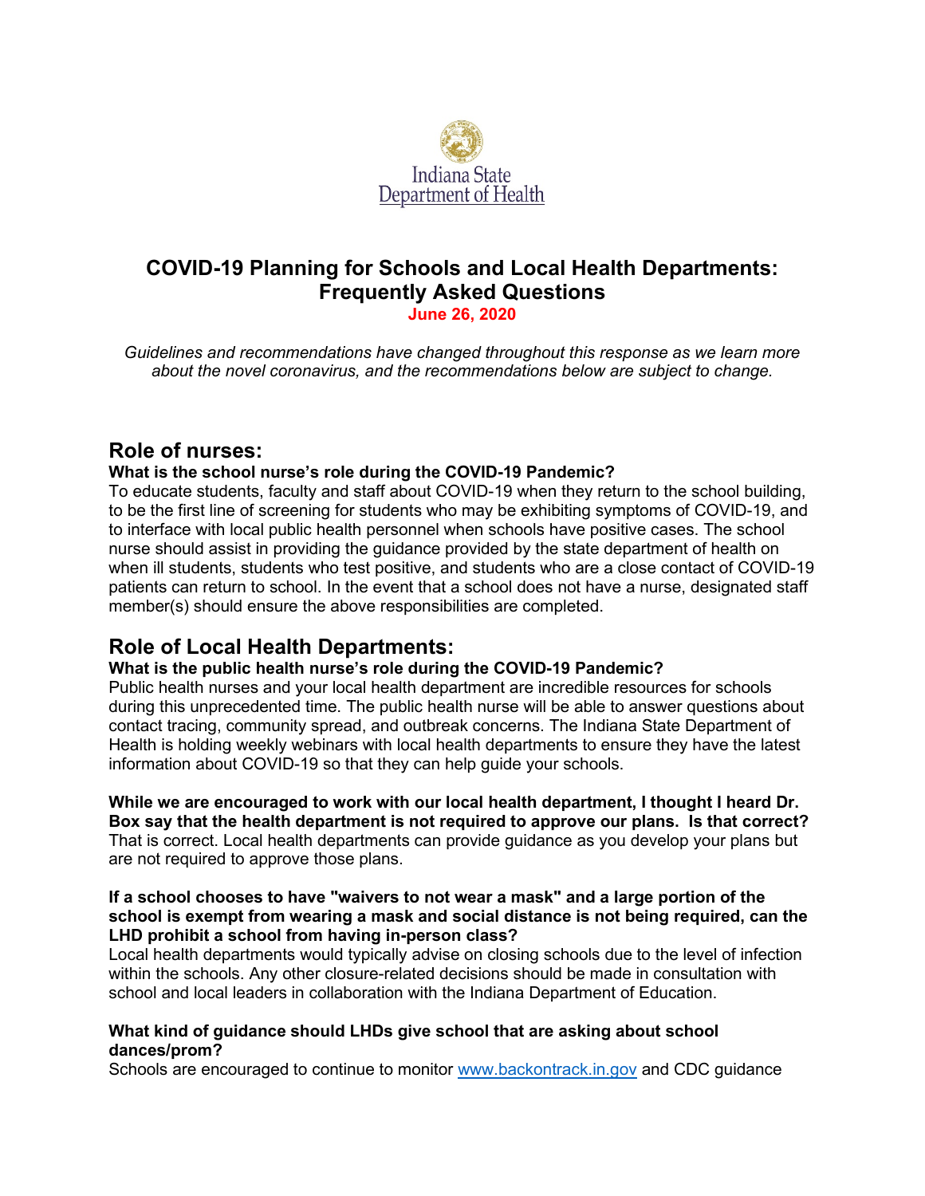Indiana State Department of Health

# COVID-19 Planning for Schools and Local Health Departments: Frequently Asked Questions

**June 26, 2020**

*Guidelines and recommendations have changed throughout this response as we learn more about the novel coronavirus, and the recommendations below are subject to change.*

## Role of nurses:

**What is the school nurse's role during the COVID-19 Pandemic?**
To educate students, faculty and staff about COVID-19 when they return to the school building, to be the first line of screening for students who may be exhibiting symptoms of COVID-19, and to interface with local public health personnel when schools have positive cases. The school nurse should assist in providing the guidance provided by the state department of health on when ill students, students who test positive, and students who are a close contact of COVID-19 patients can return to school. In the event that a school does not have a nurse, designated staff member(s) should ensure the above responsibilities are completed.

## Role of Local Health Departments:

**What is the public health nurse's role during the COVID-19 Pandemic?**
Public health nurses and your local health department are incredible resources for schools during this unprecedented time. The public health nurse will be able to answer questions about contact tracing, community spread, and outbreak concerns. The Indiana State Department of Health is holding weekly webinars with local health departments to ensure they have the latest information about COVID-19 so that they can help guide your schools.

**While we are encouraged to work with our local health department, I thought I heard Dr. Box say that the health department is not required to approve our plans. Is that correct?**
That is correct. Local health departments can provide guidance as you develop your plans but are not required to approve those plans.

**If a school chooses to have "waivers to not wear a mask" and a large portion of the school is exempt from wearing a mask and social distance is not being required, can the LHD prohibit a school from having in-person class?**
Local health departments would typically advise on closing schools due to the level of infection within the schools. Any other closure-related decisions should be made in consultation with school and local leaders in collaboration with the Indiana Department of Education.

**What kind of guidance should LHDs give school that are asking about school dances/prom?**
Schools are encouraged to continue to monitor www.backontrack.in.gov and CDC guidance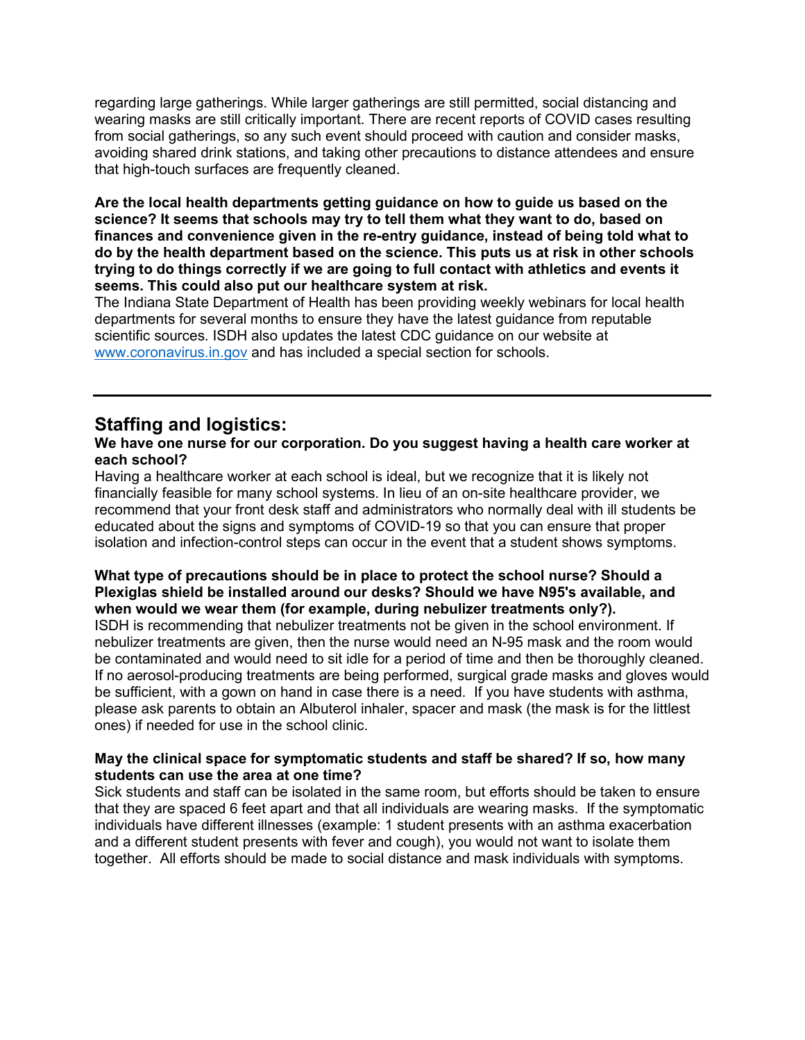regarding large gatherings. While larger gatherings are still permitted, social distancing and wearing masks are still critically important. There are recent reports of COVID cases resulting from social gatherings, so any such event should proceed with caution and consider masks, avoiding shared drink stations, and taking other precautions to distance attendees and ensure that high-touch surfaces are frequently cleaned.

**Are the local health departments getting guidance on how to guide us based on the science? It seems that schools may try to tell them what they want to do, based on finances and convenience given in the re-entry guidance, instead of being told what to do by the health department based on the science. This puts us at risk in other schools trying to do things correctly if we are going to full contact with athletics and events it seems. This could also put our healthcare system at risk.**

The Indiana State Department of Health has been providing weekly webinars for local health departments for several months to ensure they have the latest guidance from reputable scientific sources. ISDH also updates the latest CDC guidance on our website at [www.coronavirus.in.gov](www.coronavirus.in.gov) and has included a special section for schools.

---

## Staffing and logistics:

**We have one nurse for our corporation. Do you suggest having a health care worker at each school?**

Having a healthcare worker at each school is ideal, but we recognize that it is likely not financially feasible for many school systems. In lieu of an on-site healthcare provider, we recommend that your front desk staff and administrators who normally deal with ill students be educated about the signs and symptoms of COVID-19 so that you can ensure that proper isolation and infection-control steps can occur in the event that a student shows symptoms.

**What type of precautions should be in place to protect the school nurse? Should a Plexiglas shield be installed around our desks? Should we have N95's available, and when would we wear them (for example, during nebulizer treatments only?).**

ISDH is recommending that nebulizer treatments not be given in the school environment. If nebulizer treatments are given, then the nurse would need an N-95 mask and the room would be contaminated and would need to sit idle for a period of time and then be thoroughly cleaned. If no aerosol-producing treatments are being performed, surgical grade masks and gloves would be sufficient, with a gown on hand in case there is a need. If you have students with asthma, please ask parents to obtain an Albuterol inhaler, spacer and mask (the mask is for the littlest ones) if needed for use in the school clinic.

**May the clinical space for symptomatic students and staff be shared? If so, how many students can use the area at one time?**

Sick students and staff can be isolated in the same room, but efforts should be taken to ensure that they are spaced 6 feet apart and that all individuals are wearing masks. If the symptomatic individuals have different illnesses (example: 1 student presents with an asthma exacerbation and a different student presents with fever and cough), you would not want to isolate them together. All efforts should be made to social distance and mask individuals with symptoms.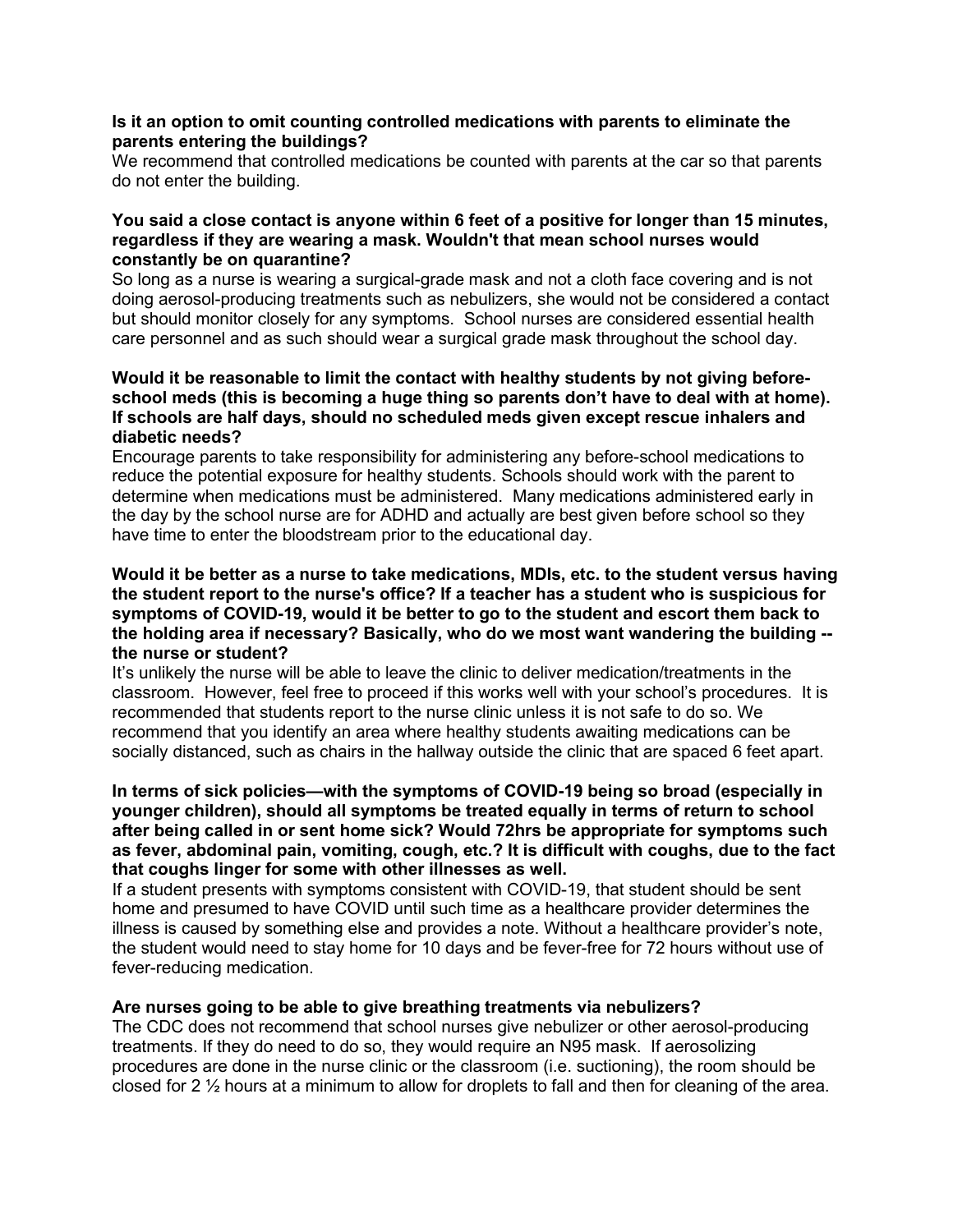**Is it an option to omit counting controlled medications with parents to eliminate the parents entering the buildings?**

We recommend that controlled medications be counted with parents at the car so that parents do not enter the building.

**You said a close contact is anyone within 6 feet of a positive for longer than 15 minutes, regardless if they are wearing a mask. Wouldn't that mean school nurses would constantly be on quarantine?**

So long as a nurse is wearing a surgical-grade mask and not a cloth face covering and is not doing aerosol-producing treatments such as nebulizers, she would not be considered a contact but should monitor closely for any symptoms. School nurses are considered essential health care personnel and as such should wear a surgical grade mask throughout the school day.

**Would it be reasonable to limit the contact with healthy students by not giving before-school meds (this is becoming a huge thing so parents don't have to deal with at home). If schools are half days, should no scheduled meds given except rescue inhalers and diabetic needs?**

Encourage parents to take responsibility for administering any before-school medications to reduce the potential exposure for healthy students. Schools should work with the parent to determine when medications must be administered. Many medications administered early in the day by the school nurse are for ADHD and actually are best given before school so they have time to enter the bloodstream prior to the educational day.

**Would it be better as a nurse to take medications, MDIs, etc. to the student versus having the student report to the nurse's office? If a teacher has a student who is suspicious for symptoms of COVID-19, would it be better to go to the student and escort them back to the holding area if necessary? Basically, who do we most want wandering the building -- the nurse or student?**

It's unlikely the nurse will be able to leave the clinic to deliver medication/treatments in the classroom. However, feel free to proceed if this works well with your school's procedures. It is recommended that students report to the nurse clinic unless it is not safe to do so. We recommend that you identify an area where healthy students awaiting medications can be socially distanced, such as chairs in the hallway outside the clinic that are spaced 6 feet apart.

**In terms of sick policies—with the symptoms of COVID-19 being so broad (especially in younger children), should all symptoms be treated equally in terms of return to school after being called in or sent home sick? Would 72hrs be appropriate for symptoms such as fever, abdominal pain, vomiting, cough, etc.? It is difficult with coughs, due to the fact that coughs linger for some with other illnesses as well.**

If a student presents with symptoms consistent with COVID-19, that student should be sent home and presumed to have COVID until such time as a healthcare provider determines the illness is caused by something else and provides a note. Without a healthcare provider's note, the student would need to stay home for 10 days and be fever-free for 72 hours without use of fever-reducing medication.

**Are nurses going to be able to give breathing treatments via nebulizers?**

The CDC does not recommend that school nurses give nebulizer or other aerosol-producing treatments. If they do need to do so, they would require an N95 mask. If aerosolizing procedures are done in the nurse clinic or the classroom (i.e. suctioning), the room should be closed for 2 ½ hours at a minimum to allow for droplets to fall and then for cleaning of the area.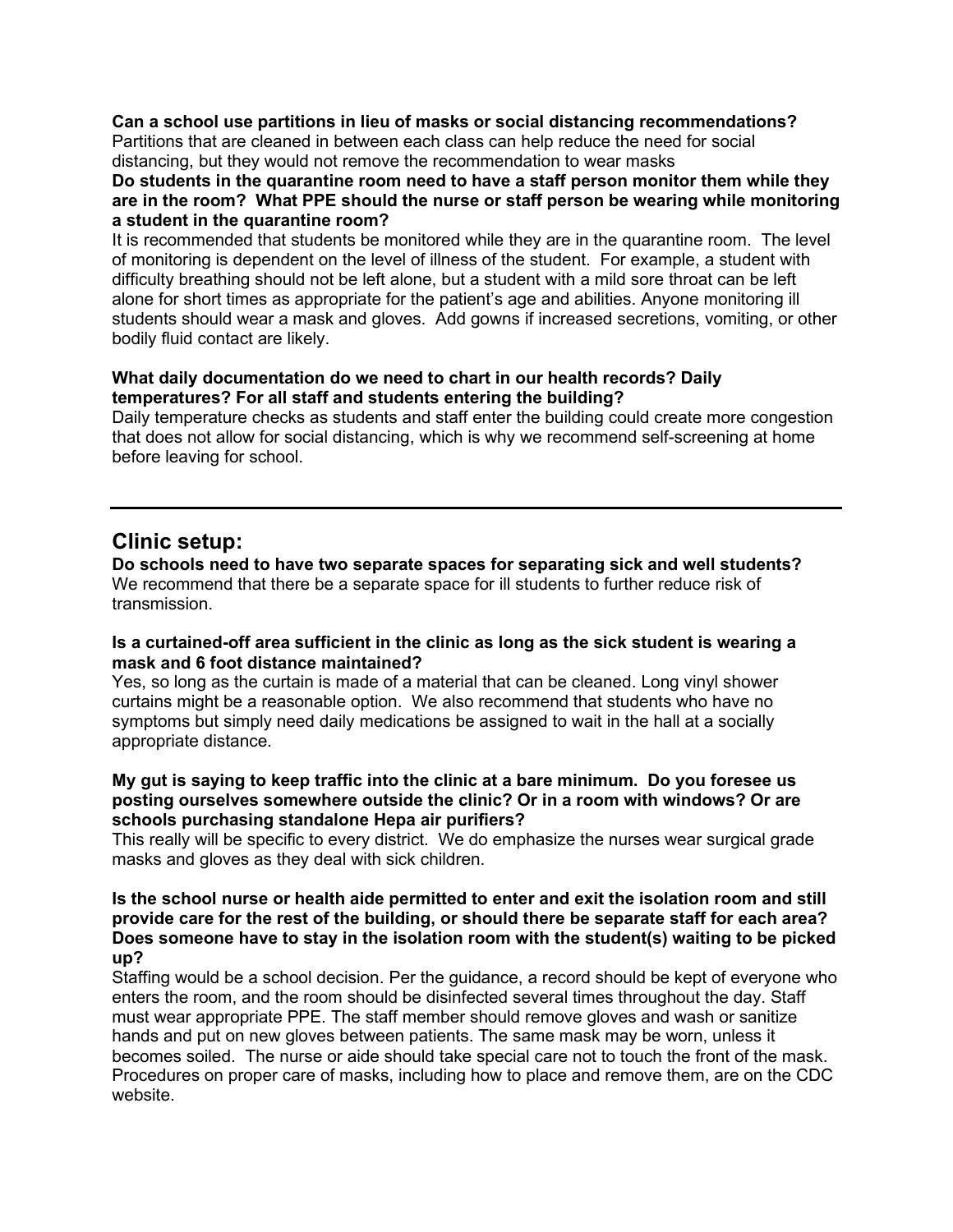**Can a school use partitions in lieu of masks or social distancing recommendations?**
Partitions that are cleaned in between each class can help reduce the need for social distancing, but they would not remove the recommendation to wear masks

**Do students in the quarantine room need to have a staff person monitor them while they are in the room? What PPE should the nurse or staff person be wearing while monitoring a student in the quarantine room?**
It is recommended that students be monitored while they are in the quarantine room. The level of monitoring is dependent on the level of illness of the student. For example, a student with difficulty breathing should not be left alone, but a student with a mild sore throat can be left alone for short times as appropriate for the patient's age and abilities. Anyone monitoring ill students should wear a mask and gloves. Add gowns if increased secretions, vomiting, or other bodily fluid contact are likely.

**What daily documentation do we need to chart in our health records? Daily temperatures? For all staff and students entering the building?**
Daily temperature checks as students and staff enter the building could create more congestion that does not allow for social distancing, which is why we recommend self-screening at home before leaving for school.

---

## Clinic setup:

**Do schools need to have two separate spaces for separating sick and well students?**
We recommend that there be a separate space for ill students to further reduce risk of transmission.

**Is a curtained-off area sufficient in the clinic as long as the sick student is wearing a mask and 6 foot distance maintained?**
Yes, so long as the curtain is made of a material that can be cleaned. Long vinyl shower curtains might be a reasonable option. We also recommend that students who have no symptoms but simply need daily medications be assigned to wait in the hall at a socially appropriate distance.

**My gut is saying to keep traffic into the clinic at a bare minimum. Do you foresee us posting ourselves somewhere outside the clinic? Or in a room with windows? Or are schools purchasing standalone Hepa air purifiers?**
This really will be specific to every district. We do emphasize the nurses wear surgical grade masks and gloves as they deal with sick children.

**Is the school nurse or health aide permitted to enter and exit the isolation room and still provide care for the rest of the building, or should there be separate staff for each area? Does someone have to stay in the isolation room with the student(s) waiting to be picked up?**
Staffing would be a school decision. Per the guidance, a record should be kept of everyone who enters the room, and the room should be disinfected several times throughout the day. Staff must wear appropriate PPE. The staff member should remove gloves and wash or sanitize hands and put on new gloves between patients. The same mask may be worn, unless it becomes soiled. The nurse or aide should take special care not to touch the front of the mask. Procedures on proper care of masks, including how to place and remove them, are on the CDC website.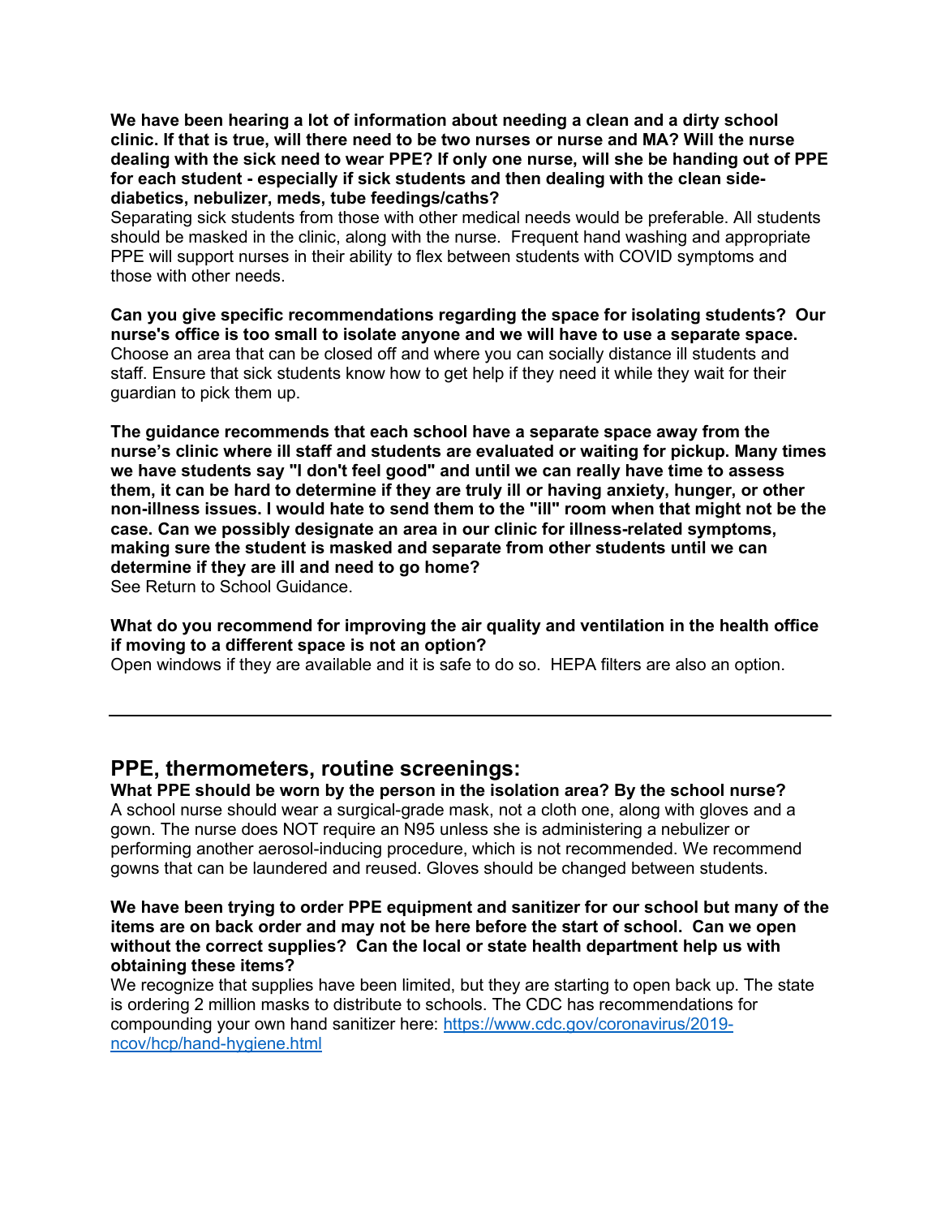**We have been hearing a lot of information about needing a clean and a dirty school clinic. If that is true, will there need to be two nurses or nurse and MA? Will the nurse dealing with the sick need to wear PPE? If only one nurse, will she be handing out of PPE for each student - especially if sick students and then dealing with the clean side-diabetics, nebulizer, meds, tube feedings/caths?**

Separating sick students from those with other medical needs would be preferable. All students should be masked in the clinic, along with the nurse. Frequent hand washing and appropriate PPE will support nurses in their ability to flex between students with COVID symptoms and those with other needs.

**Can you give specific recommendations regarding the space for isolating students? Our nurse's office is too small to isolate anyone and we will have to use a separate space.**

Choose an area that can be closed off and where you can socially distance ill students and staff. Ensure that sick students know how to get help if they need it while they wait for their guardian to pick them up.

**The guidance recommends that each school have a separate space away from the nurse's clinic where ill staff and students are evaluated or waiting for pickup. Many times we have students say "I don't feel good" and until we can really have time to assess them, it can be hard to determine if they are truly ill or having anxiety, hunger, or other non-illness issues. I would hate to send them to the "ill" room when that might not be the case. Can we possibly designate an area in our clinic for illness-related symptoms, making sure the student is masked and separate from other students until we can determine if they are ill and need to go home?**

See Return to School Guidance.

**What do you recommend for improving the air quality and ventilation in the health office if moving to a different space is not an option?**

Open windows if they are available and it is safe to do so. HEPA filters are also an option.

---

## PPE, thermometers, routine screenings:

**What PPE should be worn by the person in the isolation area? By the school nurse?**

A school nurse should wear a surgical-grade mask, not a cloth one, along with gloves and a gown. The nurse does NOT require an N95 unless she is administering a nebulizer or performing another aerosol-inducing procedure, which is not recommended. We recommend gowns that can be laundered and reused. Gloves should be changed between students.

**We have been trying to order PPE equipment and sanitizer for our school but many of the items are on back order and may not be here before the start of school. Can we open without the correct supplies? Can the local or state health department help us with obtaining these items?**

We recognize that supplies have been limited, but they are starting to open back up. The state is ordering 2 million masks to distribute to schools. The CDC has recommendations for compounding your own hand sanitizer here: [https://www.cdc.gov/coronavirus/2019-ncov/hcp/hand-hygiene.html](https://www.cdc.gov/coronavirus/2019-ncov/hcp/hand-hygiene.html)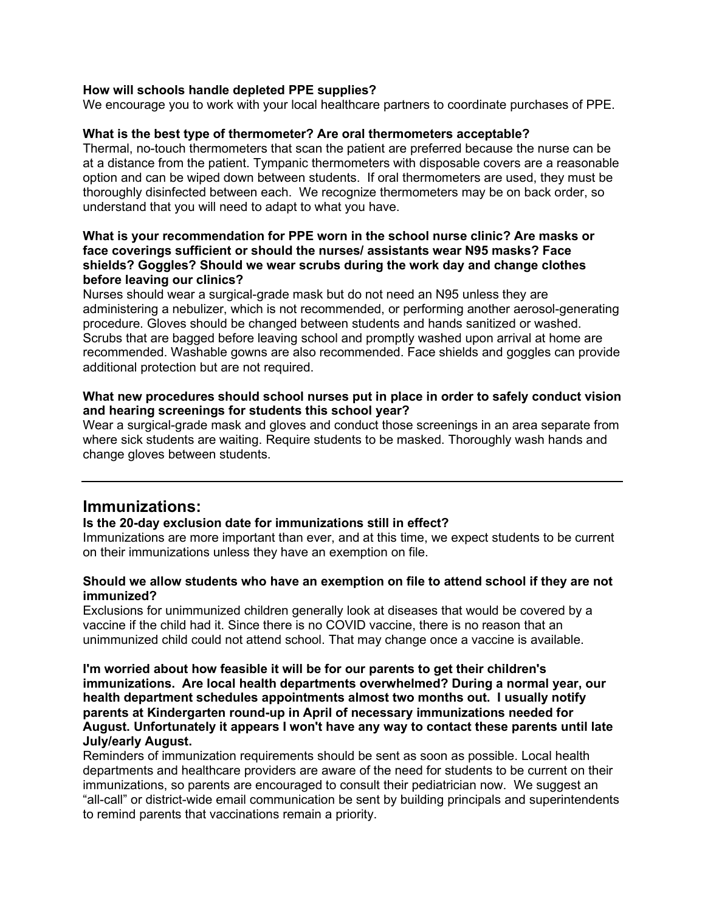**How will schools handle depleted PPE supplies?**
We encourage you to work with your local healthcare partners to coordinate purchases of PPE.

**What is the best type of thermometer? Are oral thermometers acceptable?**
Thermal, no-touch thermometers that scan the patient are preferred because the nurse can be at a distance from the patient. Tympanic thermometers with disposable covers are a reasonable option and can be wiped down between students. If oral thermometers are used, they must be thoroughly disinfected between each. We recognize thermometers may be on back order, so understand that you will need to adapt to what you have.

**What is your recommendation for PPE worn in the school nurse clinic? Are masks or face coverings sufficient or should the nurses/ assistants wear N95 masks? Face shields? Goggles? Should we wear scrubs during the work day and change clothes before leaving our clinics?**
Nurses should wear a surgical-grade mask but do not need an N95 unless they are administering a nebulizer, which is not recommended, or performing another aerosol-generating procedure. Gloves should be changed between students and hands sanitized or washed. Scrubs that are bagged before leaving school and promptly washed upon arrival at home are recommended. Washable gowns are also recommended. Face shields and goggles can provide additional protection but are not required.

**What new procedures should school nurses put in place in order to safely conduct vision and hearing screenings for students this school year?**
Wear a surgical-grade mask and gloves and conduct those screenings in an area separate from where sick students are waiting. Require students to be masked. Thoroughly wash hands and change gloves between students.

---

## Immunizations:

**Is the 20-day exclusion date for immunizations still in effect?**
Immunizations are more important than ever, and at this time, we expect students to be current on their immunizations unless they have an exemption on file.

**Should we allow students who have an exemption on file to attend school if they are not immunized?**
Exclusions for unimmunized children generally look at diseases that would be covered by a vaccine if the child had it. Since there is no COVID vaccine, there is no reason that an unimmunized child could not attend school. That may change once a vaccine is available.

**I'm worried about how feasible it will be for our parents to get their children's immunizations. Are local health departments overwhelmed? During a normal year, our health department schedules appointments almost two months out. I usually notify parents at Kindergarten round-up in April of necessary immunizations needed for August. Unfortunately it appears I won't have any way to contact these parents until late July/early August.**
Reminders of immunization requirements should be sent as soon as possible. Local health departments and healthcare providers are aware of the need for students to be current on their immunizations, so parents are encouraged to consult their pediatrician now. We suggest an "all-call" or district-wide email communication be sent by building principals and superintendents to remind parents that vaccinations remain a priority.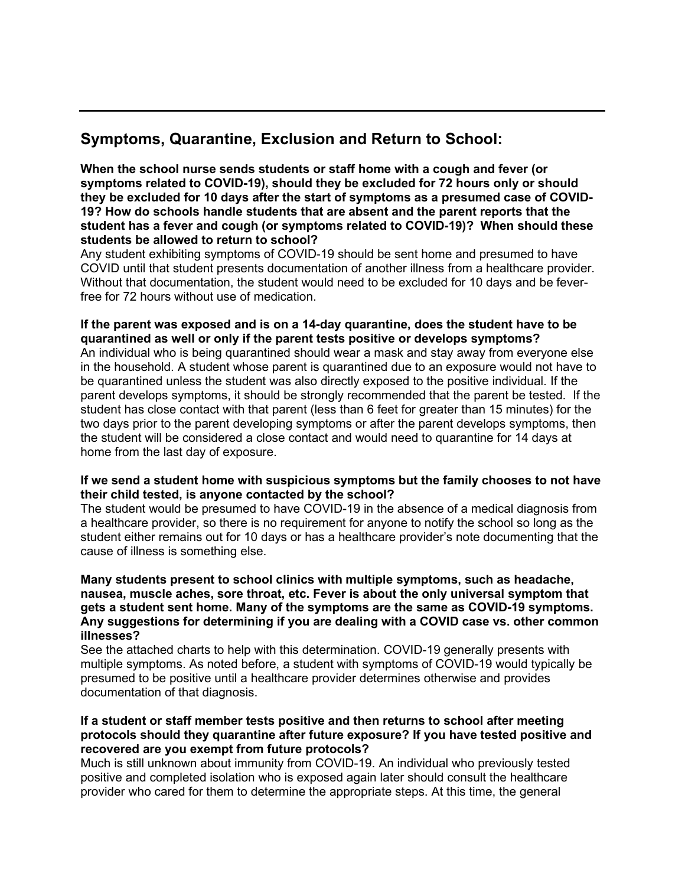## Symptoms, Quarantine, Exclusion and Return to School:

**When the school nurse sends students or staff home with a cough and fever (or symptoms related to COVID-19), should they be excluded for 72 hours only or should they be excluded for 10 days after the start of symptoms as a presumed case of COVID-19? How do schools handle students that are absent and the parent reports that the student has a fever and cough (or symptoms related to COVID-19)? When should these students be allowed to return to school?**

Any student exhibiting symptoms of COVID-19 should be sent home and presumed to have COVID until that student presents documentation of another illness from a healthcare provider. Without that documentation, the student would need to be excluded for 10 days and be fever-free for 72 hours without use of medication.

**If the parent was exposed and is on a 14-day quarantine, does the student have to be quarantined as well or only if the parent tests positive or develops symptoms?**

An individual who is being quarantined should wear a mask and stay away from everyone else in the household. A student whose parent is quarantined due to an exposure would not have to be quarantined unless the student was also directly exposed to the positive individual. If the parent develops symptoms, it should be strongly recommended that the parent be tested. If the student has close contact with that parent (less than 6 feet for greater than 15 minutes) for the two days prior to the parent developing symptoms or after the parent develops symptoms, then the student will be considered a close contact and would need to quarantine for 14 days at home from the last day of exposure.

**If we send a student home with suspicious symptoms but the family chooses to not have their child tested, is anyone contacted by the school?**

The student would be presumed to have COVID-19 in the absence of a medical diagnosis from a healthcare provider, so there is no requirement for anyone to notify the school so long as the student either remains out for 10 days or has a healthcare provider's note documenting that the cause of illness is something else.

**Many students present to school clinics with multiple symptoms, such as headache, nausea, muscle aches, sore throat, etc. Fever is about the only universal symptom that gets a student sent home. Many of the symptoms are the same as COVID-19 symptoms. Any suggestions for determining if you are dealing with a COVID case vs. other common illnesses?**

See the attached charts to help with this determination. COVID-19 generally presents with multiple symptoms. As noted before, a student with symptoms of COVID-19 would typically be presumed to be positive until a healthcare provider determines otherwise and provides documentation of that diagnosis.

**If a student or staff member tests positive and then returns to school after meeting protocols should they quarantine after future exposure? If you have tested positive and recovered are you exempt from future protocols?**

Much is still unknown about immunity from COVID-19. An individual who previously tested positive and completed isolation who is exposed again later should consult the healthcare provider who cared for them to determine the appropriate steps. At this time, the general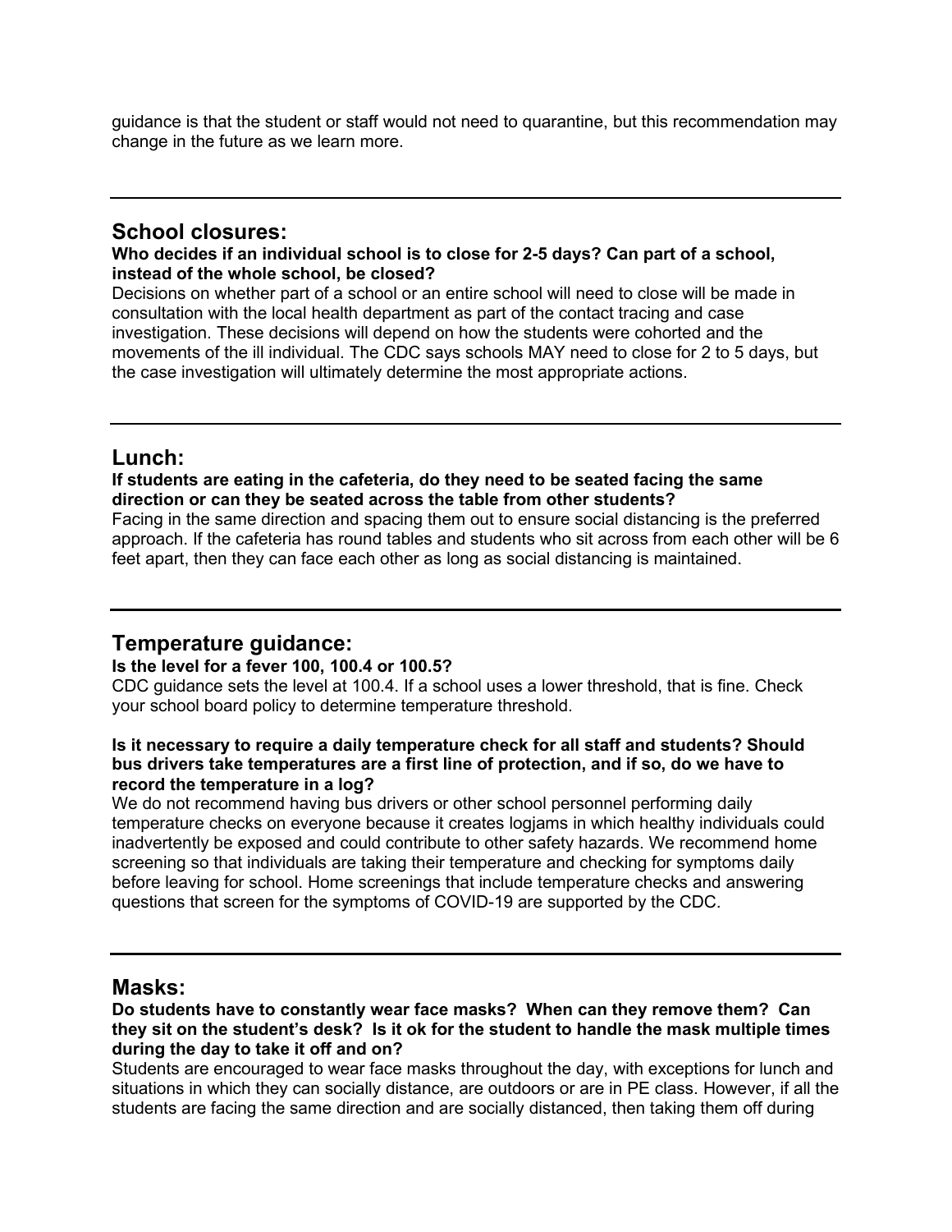guidance is that the student or staff would not need to quarantine, but this recommendation may change in the future as we learn more.

---

## School closures:

**Who decides if an individual school is to close for 2-5 days? Can part of a school, instead of the whole school, be closed?**

Decisions on whether part of a school or an entire school will need to close will be made in consultation with the local health department as part of the contact tracing and case investigation. These decisions will depend on how the students were cohorted and the movements of the ill individual. The CDC says schools MAY need to close for 2 to 5 days, but the case investigation will ultimately determine the most appropriate actions.

---

## Lunch:

**If students are eating in the cafeteria, do they need to be seated facing the same direction or can they be seated across the table from other students?**

Facing in the same direction and spacing them out to ensure social distancing is the preferred approach. If the cafeteria has round tables and students who sit across from each other will be 6 feet apart, then they can face each other as long as social distancing is maintained.

---

## Temperature guidance:

**Is the level for a fever 100, 100.4 or 100.5?**

CDC guidance sets the level at 100.4. If a school uses a lower threshold, that is fine. Check your school board policy to determine temperature threshold.

**Is it necessary to require a daily temperature check for all staff and students? Should bus drivers take temperatures are a first line of protection, and if so, do we have to record the temperature in a log?**

We do not recommend having bus drivers or other school personnel performing daily temperature checks on everyone because it creates logjams in which healthy individuals could inadvertently be exposed and could contribute to other safety hazards. We recommend home screening so that individuals are taking their temperature and checking for symptoms daily before leaving for school. Home screenings that include temperature checks and answering questions that screen for the symptoms of COVID-19 are supported by the CDC.

---

## Masks:

**Do students have to constantly wear face masks? When can they remove them? Can they sit on the student's desk? Is it ok for the student to handle the mask multiple times during the day to take it off and on?**

Students are encouraged to wear face masks throughout the day, with exceptions for lunch and situations in which they can socially distance, are outdoors or are in PE class. However, if all the students are facing the same direction and are socially distanced, then taking them off during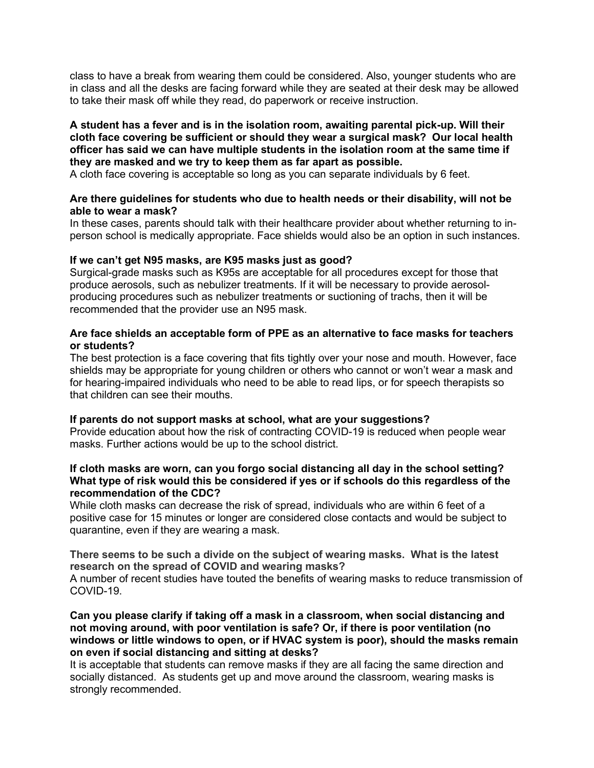class to have a break from wearing them could be considered. Also, younger students who are in class and all the desks are facing forward while they are seated at their desk may be allowed to take their mask off while they read, do paperwork or receive instruction.

**A student has a fever and is in the isolation room, awaiting parental pick-up. Will their cloth face covering be sufficient or should they wear a surgical mask? Our local health officer has said we can have multiple students in the isolation room at the same time if they are masked and we try to keep them as far apart as possible.**

A cloth face covering is acceptable so long as you can separate individuals by 6 feet.

**Are there guidelines for students who due to health needs or their disability, will not be able to wear a mask?**

In these cases, parents should talk with their healthcare provider about whether returning to in-person school is medically appropriate. Face shields would also be an option in such instances.

**If we can't get N95 masks, are K95 masks just as good?**

Surgical-grade masks such as K95s are acceptable for all procedures except for those that produce aerosols, such as nebulizer treatments. If it will be necessary to provide aerosol-producing procedures such as nebulizer treatments or suctioning of trachs, then it will be recommended that the provider use an N95 mask.

**Are face shields an acceptable form of PPE as an alternative to face masks for teachers or students?**

The best protection is a face covering that fits tightly over your nose and mouth. However, face shields may be appropriate for young children or others who cannot or won't wear a mask and for hearing-impaired individuals who need to be able to read lips, or for speech therapists so that children can see their mouths.

**If parents do not support masks at school, what are your suggestions?**

Provide education about how the risk of contracting COVID-19 is reduced when people wear masks. Further actions would be up to the school district.

**If cloth masks are worn, can you forgo social distancing all day in the school setting? What type of risk would this be considered if yes or if schools do this regardless of the recommendation of the CDC?**

While cloth masks can decrease the risk of spread, individuals who are within 6 feet of a positive case for 15 minutes or longer are considered close contacts and would be subject to quarantine, even if they are wearing a mask.

**There seems to be such a divide on the subject of wearing masks. What is the latest research on the spread of COVID and wearing masks?**

A number of recent studies have touted the benefits of wearing masks to reduce transmission of COVID-19.

**Can you please clarify if taking off a mask in a classroom, when social distancing and not moving around, with poor ventilation is safe? Or, if there is poor ventilation (no windows or little windows to open, or if HVAC system is poor), should the masks remain on even if social distancing and sitting at desks?**

It is acceptable that students can remove masks if they are all facing the same direction and socially distanced. As students get up and move around the classroom, wearing masks is strongly recommended.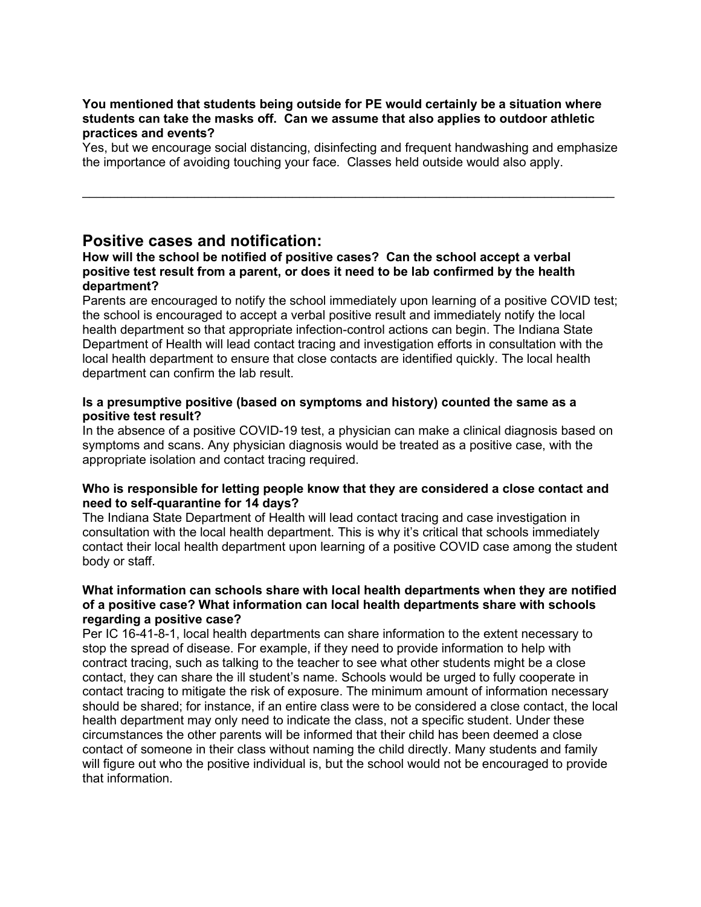**You mentioned that students being outside for PE would certainly be a situation where students can take the masks off. Can we assume that also applies to outdoor athletic practices and events?**

Yes, but we encourage social distancing, disinfecting and frequent handwashing and emphasize the importance of avoiding touching your face. Classes held outside would also apply.

---

## Positive cases and notification:

**How will the school be notified of positive cases? Can the school accept a verbal positive test result from a parent, or does it need to be lab confirmed by the health department?**

Parents are encouraged to notify the school immediately upon learning of a positive COVID test; the school is encouraged to accept a verbal positive result and immediately notify the local health department so that appropriate infection-control actions can begin. The Indiana State Department of Health will lead contact tracing and investigation efforts in consultation with the local health department to ensure that close contacts are identified quickly. The local health department can confirm the lab result.

**Is a presumptive positive (based on symptoms and history) counted the same as a positive test result?**

In the absence of a positive COVID-19 test, a physician can make a clinical diagnosis based on symptoms and scans. Any physician diagnosis would be treated as a positive case, with the appropriate isolation and contact tracing required.

**Who is responsible for letting people know that they are considered a close contact and need to self-quarantine for 14 days?**

The Indiana State Department of Health will lead contact tracing and case investigation in consultation with the local health department. This is why it's critical that schools immediately contact their local health department upon learning of a positive COVID case among the student body or staff.

**What information can schools share with local health departments when they are notified of a positive case? What information can local health departments share with schools regarding a positive case?**

Per IC 16-41-8-1, local health departments can share information to the extent necessary to stop the spread of disease. For example, if they need to provide information to help with contract tracing, such as talking to the teacher to see what other students might be a close contact, they can share the ill student's name. Schools would be urged to fully cooperate in contact tracing to mitigate the risk of exposure. The minimum amount of information necessary should be shared; for instance, if an entire class were to be considered a close contact, the local health department may only need to indicate the class, not a specific student. Under these circumstances the other parents will be informed that their child has been deemed a close contact of someone in their class without naming the child directly. Many students and family will figure out who the positive individual is, but the school would not be encouraged to provide that information.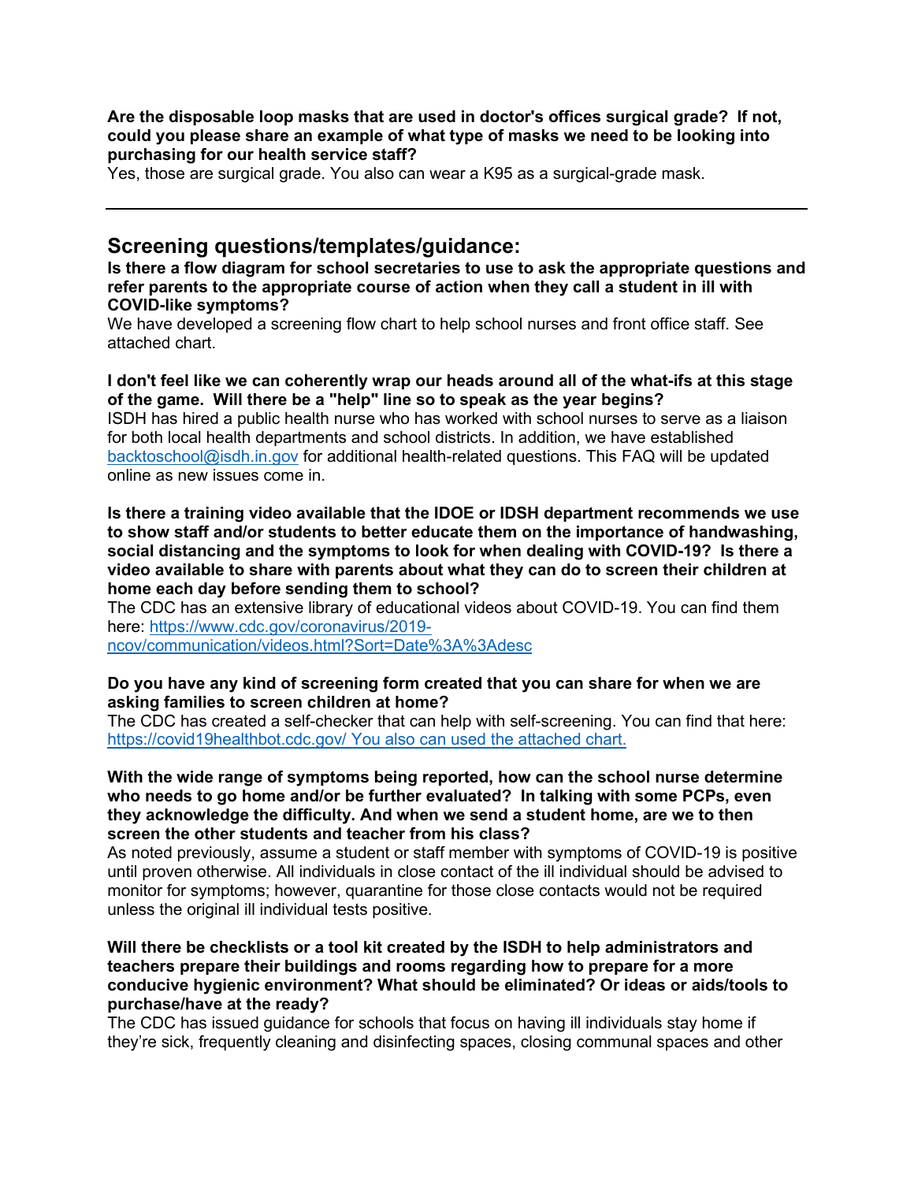**Are the disposable loop masks that are used in doctor's offices surgical grade? If not, could you please share an example of what type of masks we need to be looking into purchasing for our health service staff?**
Yes, those are surgical grade. You also can wear a K95 as a surgical-grade mask.

---

## Screening questions/templates/guidance:

**Is there a flow diagram for school secretaries to use to ask the appropriate questions and refer parents to the appropriate course of action when they call a student in ill with COVID-like symptoms?**
We have developed a screening flow chart to help school nurses and front office staff. See attached chart.

**I don't feel like we can coherently wrap our heads around all of the what-ifs at this stage of the game. Will there be a "help" line so to speak as the year begins?**
ISDH has hired a public health nurse who has worked with school nurses to serve as a liaison for both local health departments and school districts. In addition, we have established backtoschool@isdh.in.gov for additional health-related questions. This FAQ will be updated online as new issues come in.

**Is there a training video available that the IDOE or IDSH department recommends we use to show staff and/or students to better educate them on the importance of handwashing, social distancing and the symptoms to look for when dealing with COVID-19? Is there a video available to share with parents about what they can do to screen their children at home each day before sending them to school?**
The CDC has an extensive library of educational videos about COVID-19. You can find them here: https://www.cdc.gov/coronavirus/2019-ncov/communication/videos.html?Sort=Date%3A%3Adesc

**Do you have any kind of screening form created that you can share for when we are asking families to screen children at home?**
The CDC has created a self-checker that can help with self-screening. You can find that here: https://covid19healthbot.cdc.gov/ You also can used the attached chart.

**With the wide range of symptoms being reported, how can the school nurse determine who needs to go home and/or be further evaluated? In talking with some PCPs, even they acknowledge the difficulty. And when we send a student home, are we to then screen the other students and teacher from his class?**
As noted previously, assume a student or staff member with symptoms of COVID-19 is positive until proven otherwise. All individuals in close contact of the ill individual should be advised to monitor for symptoms; however, quarantine for those close contacts would not be required unless the original ill individual tests positive.

**Will there be checklists or a tool kit created by the ISDH to help administrators and teachers prepare their buildings and rooms regarding how to prepare for a more conducive hygienic environment? What should be eliminated? Or ideas or aids/tools to purchase/have at the ready?**
The CDC has issued guidance for schools that focus on having ill individuals stay home if they're sick, frequently cleaning and disinfecting spaces, closing communal spaces and other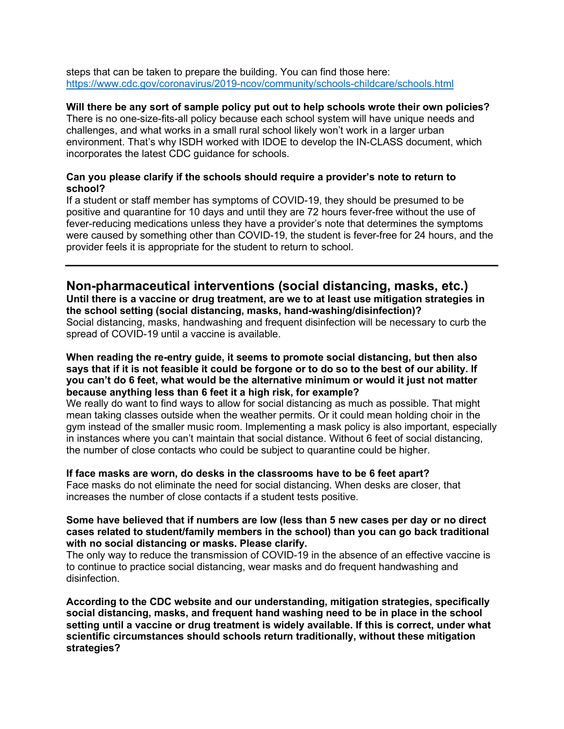steps that can be taken to prepare the building. You can find those here: https://www.cdc.gov/coronavirus/2019-ncov/community/schools-childcare/schools.html

**Will there be any sort of sample policy put out to help schools wrote their own policies?**
There is no one-size-fits-all policy because each school system will have unique needs and challenges, and what works in a small rural school likely won't work in a larger urban environment. That's why ISDH worked with IDOE to develop the IN-CLASS document, which incorporates the latest CDC guidance for schools.

**Can you please clarify if the schools should require a provider's note to return to school?**
If a student or staff member has symptoms of COVID-19, they should be presumed to be positive and quarantine for 10 days and until they are 72 hours fever-free without the use of fever-reducing medications unless they have a provider's note that determines the symptoms were caused by something other than COVID-19, the student is fever-free for 24 hours, and the provider feels it is appropriate for the student to return to school.

---

## Non-pharmaceutical interventions (social distancing, masks, etc.)

**Until there is a vaccine or drug treatment, are we to at least use mitigation strategies in the school setting (social distancing, masks, hand-washing/disinfection)?**
Social distancing, masks, handwashing and frequent disinfection will be necessary to curb the spread of COVID-19 until a vaccine is available.

**When reading the re-entry guide, it seems to promote social distancing, but then also says that if it is not feasible it could be forgone or to do so to the best of our ability. If you can't do 6 feet, what would be the alternative minimum or would it just not matter because anything less than 6 feet it a high risk, for example?**
We really do want to find ways to allow for social distancing as much as possible. That might mean taking classes outside when the weather permits. Or it could mean holding choir in the gym instead of the smaller music room. Implementing a mask policy is also important, especially in instances where you can't maintain that social distance. Without 6 feet of social distancing, the number of close contacts who could be subject to quarantine could be higher.

**If face masks are worn, do desks in the classrooms have to be 6 feet apart?**
Face masks do not eliminate the need for social distancing. When desks are closer, that increases the number of close contacts if a student tests positive.

**Some have believed that if numbers are low (less than 5 new cases per day or no direct cases related to student/family members in the school) than you can go back traditional with no social distancing or masks. Please clarify.**
The only way to reduce the transmission of COVID-19 in the absence of an effective vaccine is to continue to practice social distancing, wear masks and do frequent handwashing and disinfection.

**According to the CDC website and our understanding, mitigation strategies, specifically social distancing, masks, and frequent hand washing need to be in place in the school setting until a vaccine or drug treatment is widely available. If this is correct, under what scientific circumstances should schools return traditionally, without these mitigation strategies?**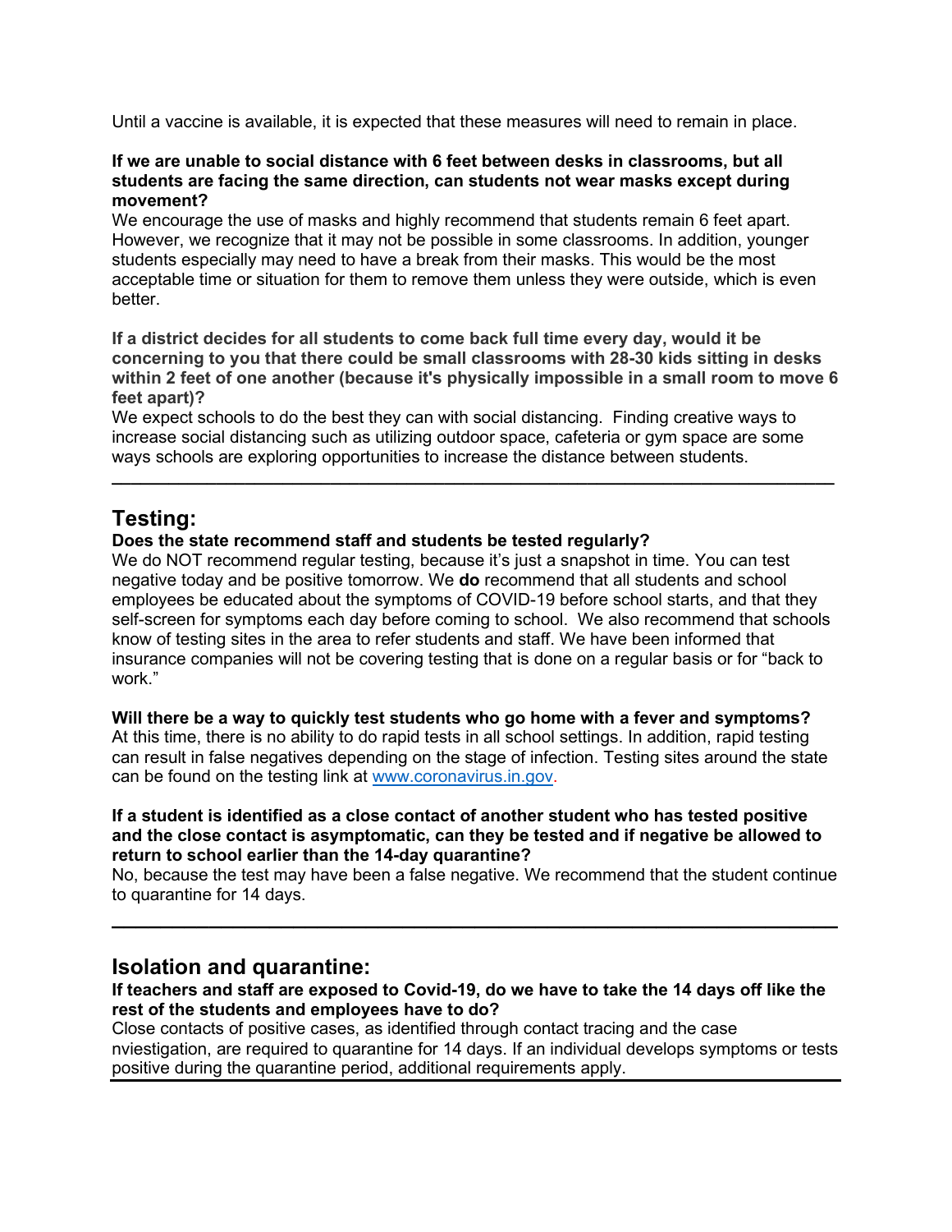Until a vaccine is available, it is expected that these measures will need to remain in place.

**If we are unable to social distance with 6 feet between desks in classrooms, but all students are facing the same direction, can students not wear masks except during movement?**
We encourage the use of masks and highly recommend that students remain 6 feet apart. However, we recognize that it may not be possible in some classrooms. In addition, younger students especially may need to have a break from their masks. This would be the most acceptable time or situation for them to remove them unless they were outside, which is even better.

**If a district decides for all students to come back full time every day, would it be concerning to you that there could be small classrooms with 28-30 kids sitting in desks within 2 feet of one another (because it's physically impossible in a small room to move 6 feet apart)?**
We expect schools to do the best they can with social distancing. Finding creative ways to increase social distancing such as utilizing outdoor space, cafeteria or gym space are some ways schools are exploring opportunities to increase the distance between students.

---

## Testing:

**Does the state recommend staff and students be tested regularly?**
We do NOT recommend regular testing, because it's just a snapshot in time. You can test negative today and be positive tomorrow. We **do** recommend that all students and school employees be educated about the symptoms of COVID-19 before school starts, and that they self-screen for symptoms each day before coming to school. We also recommend that schools know of testing sites in the area to refer students and staff. We have been informed that insurance companies will not be covering testing that is done on a regular basis or for "back to work."

**Will there be a way to quickly test students who go home with a fever and symptoms?**
At this time, there is no ability to do rapid tests in all school settings. In addition, rapid testing can result in false negatives depending on the stage of infection. Testing sites around the state can be found on the testing link at [www.coronavirus.in.gov](www.coronavirus.in.gov).

**If a student is identified as a close contact of another student who has tested positive and the close contact is asymptomatic, can they be tested and if negative be allowed to return to school earlier than the 14-day quarantine?**
No, because the test may have been a false negative. We recommend that the student continue to quarantine for 14 days.

---

## Isolation and quarantine:

**If teachers and staff are exposed to Covid-19, do we have to take the 14 days off like the rest of the students and employees have to do?**
Close contacts of positive cases, as identified through contact tracing and the case nviestigation, are required to quarantine for 14 days. If an individual develops symptoms or tests positive during the quarantine period, additional requirements apply.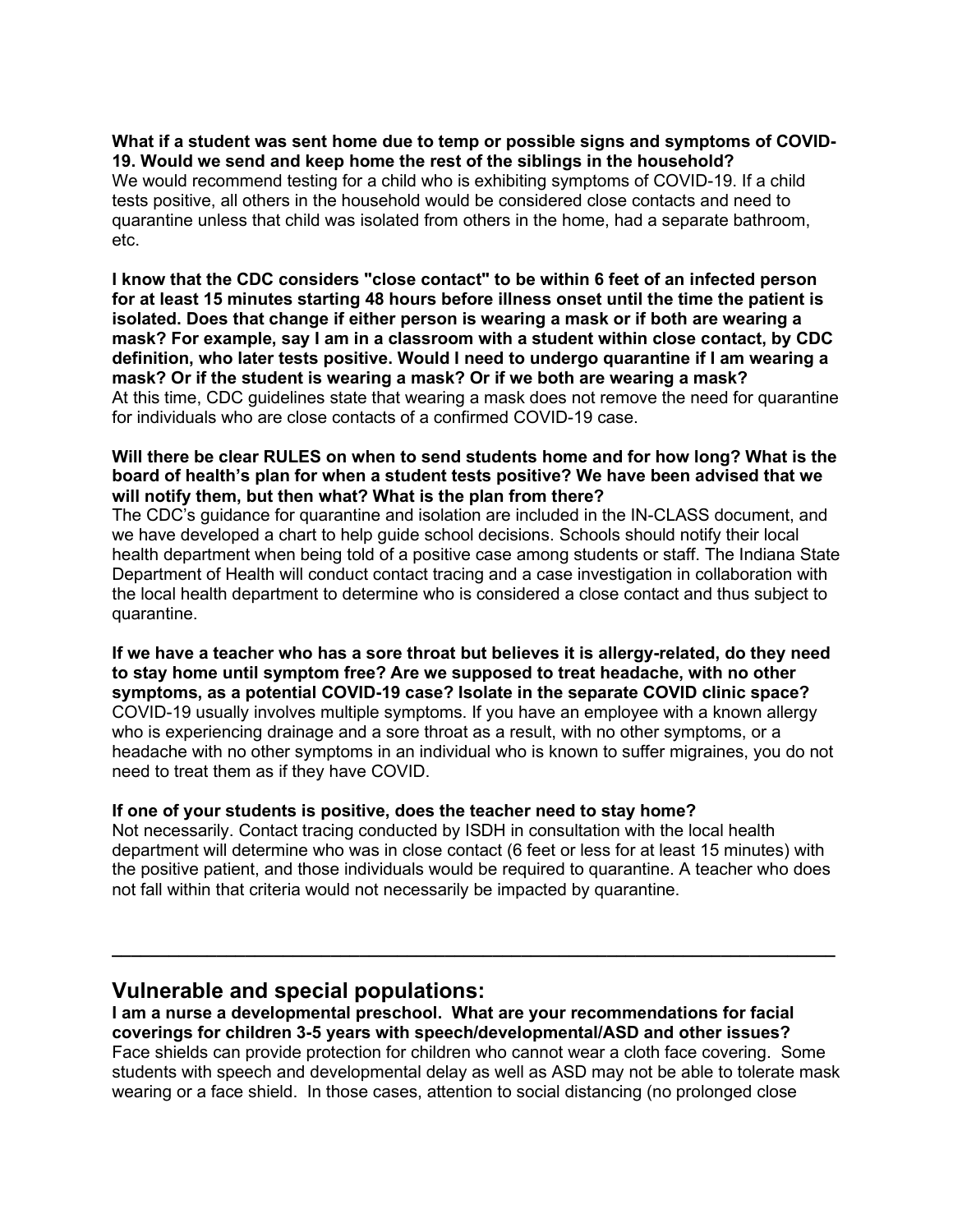**What if a student was sent home due to temp or possible signs and symptoms of COVID-19. Would we send and keep home the rest of the siblings in the household?**
We would recommend testing for a child who is exhibiting symptoms of COVID-19. If a child tests positive, all others in the household would be considered close contacts and need to quarantine unless that child was isolated from others in the home, had a separate bathroom, etc.

**I know that the CDC considers "close contact" to be within 6 feet of an infected person for at least 15 minutes starting 48 hours before illness onset until the time the patient is isolated. Does that change if either person is wearing a mask or if both are wearing a mask? For example, say I am in a classroom with a student within close contact, by CDC definition, who later tests positive. Would I need to undergo quarantine if I am wearing a mask? Or if the student is wearing a mask? Or if we both are wearing a mask?**
At this time, CDC guidelines state that wearing a mask does not remove the need for quarantine for individuals who are close contacts of a confirmed COVID-19 case.

**Will there be clear RULES on when to send students home and for how long? What is the board of health's plan for when a student tests positive? We have been advised that we will notify them, but then what? What is the plan from there?**
The CDC's guidance for quarantine and isolation are included in the IN-CLASS document, and we have developed a chart to help guide school decisions. Schools should notify their local health department when being told of a positive case among students or staff. The Indiana State Department of Health will conduct contact tracing and a case investigation in collaboration with the local health department to determine who is considered a close contact and thus subject to quarantine.

**If we have a teacher who has a sore throat but believes it is allergy-related, do they need to stay home until symptom free? Are we supposed to treat headache, with no other symptoms, as a potential COVID-19 case? Isolate in the separate COVID clinic space?**
COVID-19 usually involves multiple symptoms. If you have an employee with a known allergy who is experiencing drainage and a sore throat as a result, with no other symptoms, or a headache with no other symptoms in an individual who is known to suffer migraines, you do not need to treat them as if they have COVID.

**If one of your students is positive, does the teacher need to stay home?**
Not necessarily. Contact tracing conducted by ISDH in consultation with the local health department will determine who was in close contact (6 feet or less for at least 15 minutes) with the positive patient, and those individuals would be required to quarantine. A teacher who does not fall within that criteria would not necessarily be impacted by quarantine.

---

## Vulnerable and special populations:

**I am a nurse a developmental preschool. What are your recommendations for facial coverings for children 3-5 years with speech/developmental/ASD and other issues?**
Face shields can provide protection for children who cannot wear a cloth face covering. Some students with speech and developmental delay as well as ASD may not be able to tolerate mask wearing or a face shield. In those cases, attention to social distancing (no prolonged close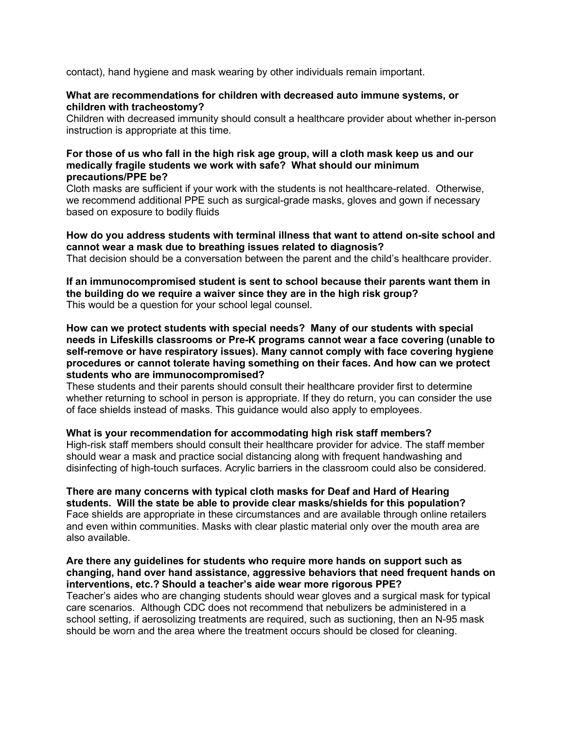contact), hand hygiene and mask wearing by other individuals remain important.

**What are recommendations for children with decreased auto immune systems, or children with tracheostomy?**
Children with decreased immunity should consult a healthcare provider about whether in-person instruction is appropriate at this time.

**For those of us who fall in the high risk age group, will a cloth mask keep us and our medically fragile students we work with safe? What should our minimum precautions/PPE be?**
Cloth masks are sufficient if your work with the students is not healthcare-related. Otherwise, we recommend additional PPE such as surgical-grade masks, gloves and gown if necessary based on exposure to bodily fluids

**How do you address students with terminal illness that want to attend on-site school and cannot wear a mask due to breathing issues related to diagnosis?**
That decision should be a conversation between the parent and the child's healthcare provider.

**If an immunocompromised student is sent to school because their parents want them in the building do we require a waiver since they are in the high risk group?**
This would be a question for your school legal counsel.

**How can we protect students with special needs? Many of our students with special needs in Lifeskills classrooms or Pre-K programs cannot wear a face covering (unable to self-remove or have respiratory issues). Many cannot comply with face covering hygiene procedures or cannot tolerate having something on their faces. And how can we protect students who are immunocompromised?**
These students and their parents should consult their healthcare provider first to determine whether returning to school in person is appropriate. If they do return, you can consider the use of face shields instead of masks. This guidance would also apply to employees.

**What is your recommendation for accommodating high risk staff members?**
High-risk staff members should consult their healthcare provider for advice. The staff member should wear a mask and practice social distancing along with frequent handwashing and disinfecting of high-touch surfaces. Acrylic barriers in the classroom could also be considered.

**There are many concerns with typical cloth masks for Deaf and Hard of Hearing students. Will the state be able to provide clear masks/shields for this population?**
Face shields are appropriate in these circumstances and are available through online retailers and even within communities. Masks with clear plastic material only over the mouth area are also available.

**Are there any guidelines for students who require more hands on support such as changing, hand over hand assistance, aggressive behaviors that need frequent hands on interventions, etc.? Should a teacher's aide wear more rigorous PPE?**
Teacher's aides who are changing students should wear gloves and a surgical mask for typical care scenarios. Although CDC does not recommend that nebulizers be administered in a school setting, if aerosolizing treatments are required, such as suctioning, then an N-95 mask should be worn and the area where the treatment occurs should be closed for cleaning.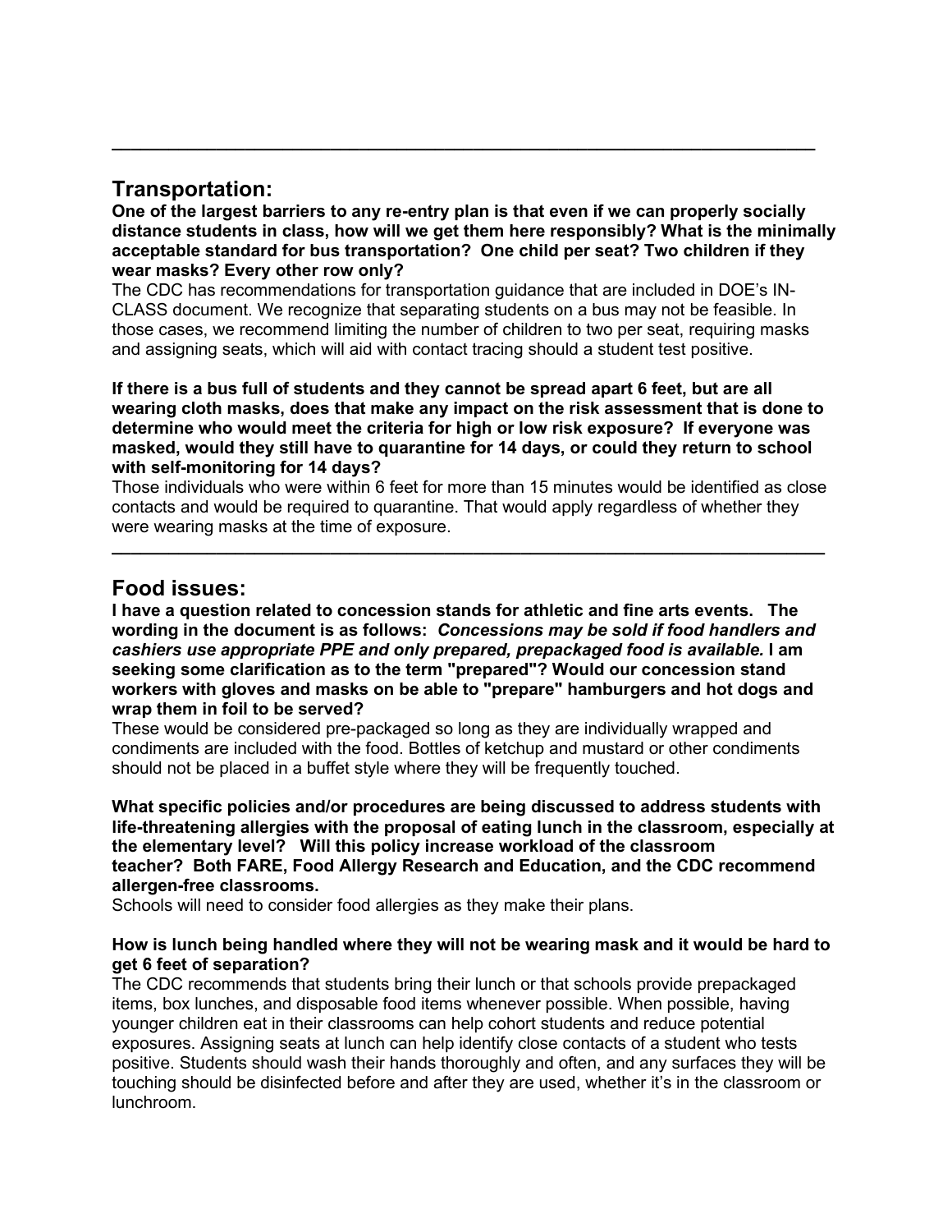---

## Transportation:

**One of the largest barriers to any re-entry plan is that even if we can properly socially distance students in class, how will we get them here responsibly? What is the minimally acceptable standard for bus transportation? One child per seat? Two children if they wear masks? Every other row only?**

The CDC has recommendations for transportation guidance that are included in DOE's IN-CLASS document. We recognize that separating students on a bus may not be feasible. In those cases, we recommend limiting the number of children to two per seat, requiring masks and assigning seats, which will aid with contact tracing should a student test positive.

**If there is a bus full of students and they cannot be spread apart 6 feet, but are all wearing cloth masks, does that make any impact on the risk assessment that is done to determine who would meet the criteria for high or low risk exposure? If everyone was masked, would they still have to quarantine for 14 days, or could they return to school with self-monitoring for 14 days?**

Those individuals who were within 6 feet for more than 15 minutes would be identified as close contacts and would be required to quarantine. That would apply regardless of whether they were wearing masks at the time of exposure.

---

## Food issues:

**I have a question related to concession stands for athletic and fine arts events. The wording in the document is as follows: *Concessions may be sold if food handlers and cashiers use appropriate PPE and only prepared, prepackaged food is available.* I am seeking some clarification as to the term "prepared"? Would our concession stand workers with gloves and masks on be able to "prepare" hamburgers and hot dogs and wrap them in foil to be served?**

These would be considered pre-packaged so long as they are individually wrapped and condiments are included with the food. Bottles of ketchup and mustard or other condiments should not be placed in a buffet style where they will be frequently touched.

**What specific policies and/or procedures are being discussed to address students with life-threatening allergies with the proposal of eating lunch in the classroom, especially at the elementary level? Will this policy increase workload of the classroom teacher? Both FARE, Food Allergy Research and Education, and the CDC recommend allergen-free classrooms.**

Schools will need to consider food allergies as they make their plans.

**How is lunch being handled where they will not be wearing mask and it would be hard to get 6 feet of separation?**

The CDC recommends that students bring their lunch or that schools provide prepackaged items, box lunches, and disposable food items whenever possible. When possible, having younger children eat in their classrooms can help cohort students and reduce potential exposures. Assigning seats at lunch can help identify close contacts of a student who tests positive. Students should wash their hands thoroughly and often, and any surfaces they will be touching should be disinfected before and after they are used, whether it's in the classroom or lunchroom.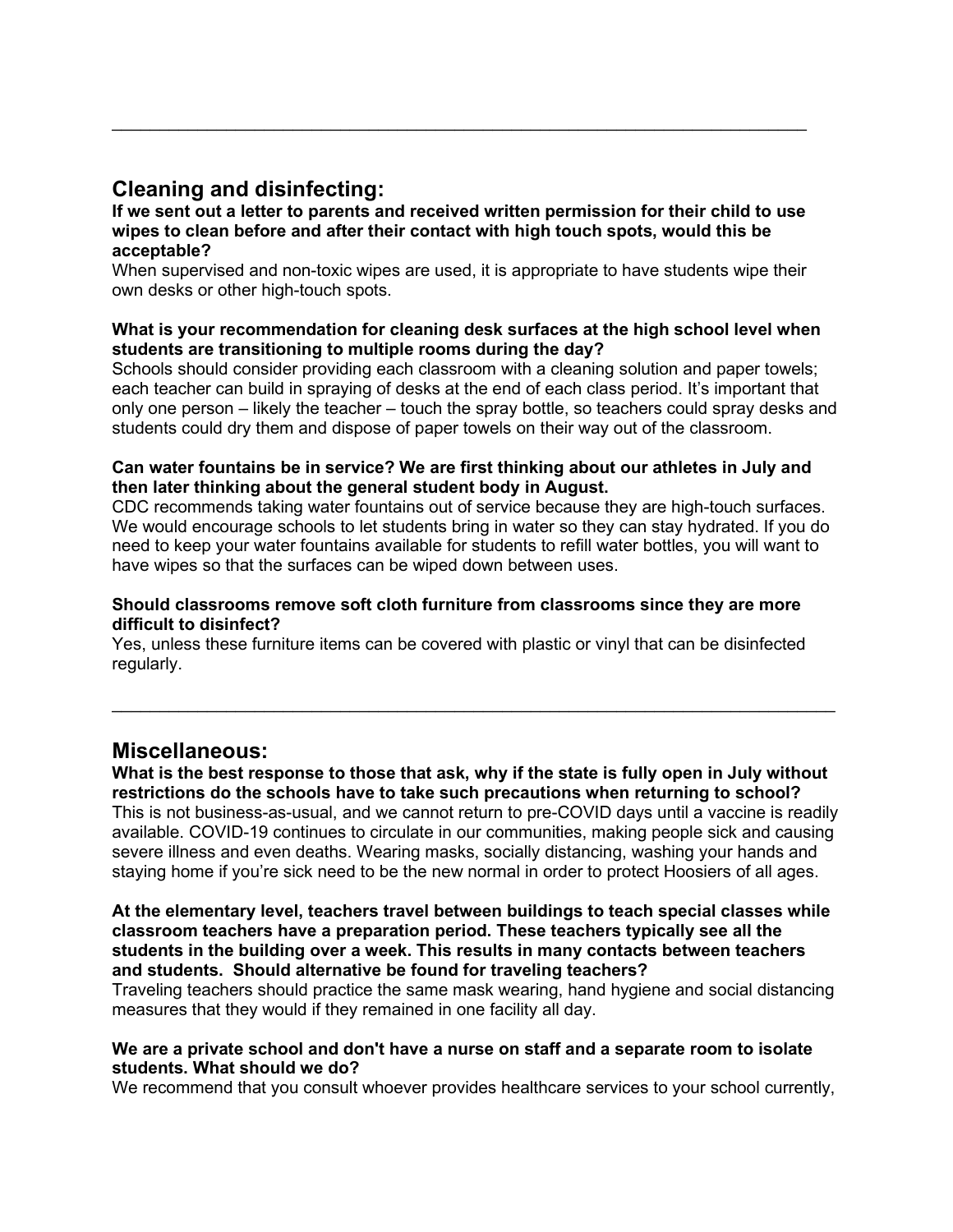---

## Cleaning and disinfecting:

**If we sent out a letter to parents and received written permission for their child to use wipes to clean before and after their contact with high touch spots, would this be acceptable?**

When supervised and non-toxic wipes are used, it is appropriate to have students wipe their own desks or other high-touch spots.

**What is your recommendation for cleaning desk surfaces at the high school level when students are transitioning to multiple rooms during the day?**

Schools should consider providing each classroom with a cleaning solution and paper towels; each teacher can build in spraying of desks at the end of each class period. It's important that only one person – likely the teacher – touch the spray bottle, so teachers could spray desks and students could dry them and dispose of paper towels on their way out of the classroom.

**Can water fountains be in service? We are first thinking about our athletes in July and then later thinking about the general student body in August.**

CDC recommends taking water fountains out of service because they are high-touch surfaces. We would encourage schools to let students bring in water so they can stay hydrated. If you do need to keep your water fountains available for students to refill water bottles, you will want to have wipes so that the surfaces can be wiped down between uses.

**Should classrooms remove soft cloth furniture from classrooms since they are more difficult to disinfect?**

Yes, unless these furniture items can be covered with plastic or vinyl that can be disinfected regularly.

---

## Miscellaneous:

**What is the best response to those that ask, why if the state is fully open in July without restrictions do the schools have to take such precautions when returning to school?**

This is not business-as-usual, and we cannot return to pre-COVID days until a vaccine is readily available. COVID-19 continues to circulate in our communities, making people sick and causing severe illness and even deaths. Wearing masks, socially distancing, washing your hands and staying home if you're sick need to be the new normal in order to protect Hoosiers of all ages.

**At the elementary level, teachers travel between buildings to teach special classes while classroom teachers have a preparation period. These teachers typically see all the students in the building over a week. This results in many contacts between teachers and students. Should alternative be found for traveling teachers?**

Traveling teachers should practice the same mask wearing, hand hygiene and social distancing measures that they would if they remained in one facility all day.

**We are a private school and don't have a nurse on staff and a separate room to isolate students. What should we do?**

We recommend that you consult whoever provides healthcare services to your school currently,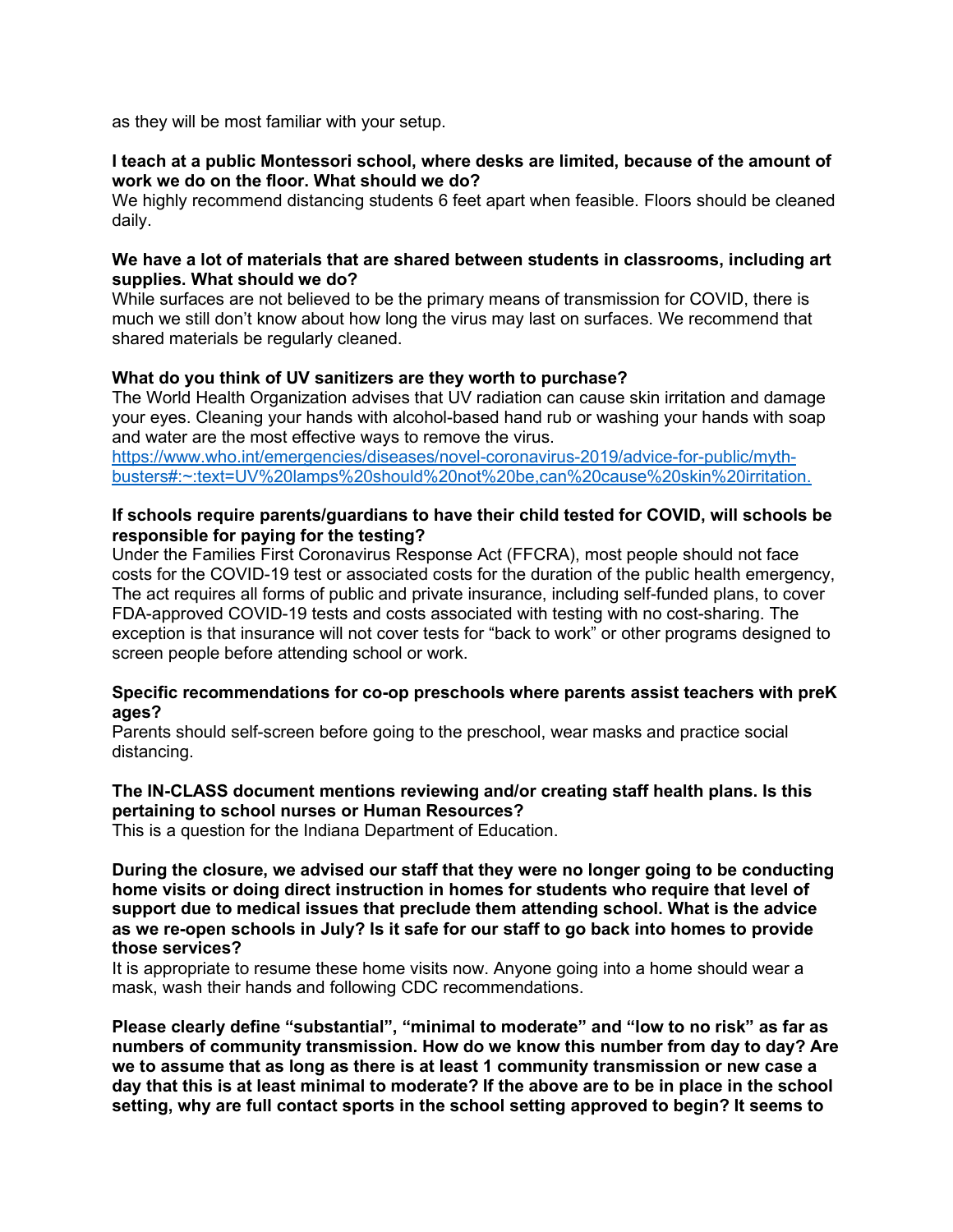as they will be most familiar with your setup.

**I teach at a public Montessori school, where desks are limited, because of the amount of work we do on the floor. What should we do?**
We highly recommend distancing students 6 feet apart when feasible. Floors should be cleaned daily.

**We have a lot of materials that are shared between students in classrooms, including art supplies. What should we do?**
While surfaces are not believed to be the primary means of transmission for COVID, there is much we still don't know about how long the virus may last on surfaces. We recommend that shared materials be regularly cleaned.

**What do you think of UV sanitizers are they worth to purchase?**
The World Health Organization advises that UV radiation can cause skin irritation and damage your eyes. Cleaning your hands with alcohol-based hand rub or washing your hands with soap and water are the most effective ways to remove the virus.
[https://www.who.int/emergencies/diseases/novel-coronavirus-2019/advice-for-public/myth-busters#:~:text=UV%20lamps%20should%20not%20be,can%20cause%20skin%20irritation.](https://www.who.int/emergencies/diseases/novel-coronavirus-2019/advice-for-public/myth-busters#:~:text=UV%20lamps%20should%20not%20be,can%20cause%20skin%20irritation.)

**If schools require parents/guardians to have their child tested for COVID, will schools be responsible for paying for the testing?**
Under the Families First Coronavirus Response Act (FFCRA), most people should not face costs for the COVID-19 test or associated costs for the duration of the public health emergency, The act requires all forms of public and private insurance, including self-funded plans, to cover FDA-approved COVID-19 tests and costs associated with testing with no cost-sharing. The exception is that insurance will not cover tests for "back to work" or other programs designed to screen people before attending school or work.

**Specific recommendations for co-op preschools where parents assist teachers with preK ages?**
Parents should self-screen before going to the preschool, wear masks and practice social distancing.

**The IN-CLASS document mentions reviewing and/or creating staff health plans. Is this pertaining to school nurses or Human Resources?**
This is a question for the Indiana Department of Education.

**During the closure, we advised our staff that they were no longer going to be conducting home visits or doing direct instruction in homes for students who require that level of support due to medical issues that preclude them attending school. What is the advice as we re-open schools in July? Is it safe for our staff to go back into homes to provide those services?**
It is appropriate to resume these home visits now. Anyone going into a home should wear a mask, wash their hands and following CDC recommendations.

**Please clearly define "substantial", "minimal to moderate" and "low to no risk" as far as numbers of community transmission. How do we know this number from day to day? Are we to assume that as long as there is at least 1 community transmission or new case a day that this is at least minimal to moderate? If the above are to be in place in the school setting, why are full contact sports in the school setting approved to begin? It seems to**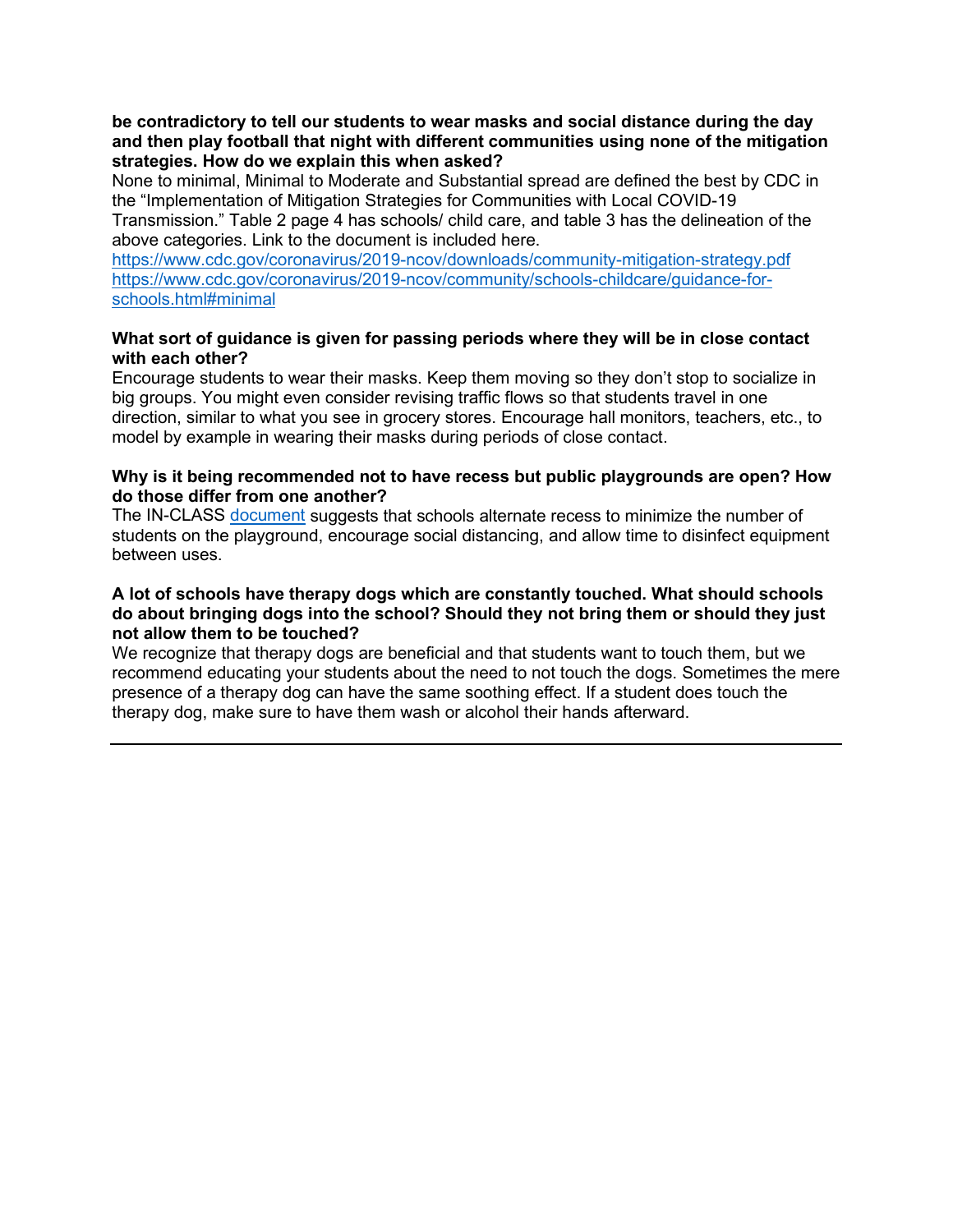**be contradictory to tell our students to wear masks and social distance during the day and then play football that night with different communities using none of the mitigation strategies. How do we explain this when asked?**

None to minimal, Minimal to Moderate and Substantial spread are defined the best by CDC in the "Implementation of Mitigation Strategies for Communities with Local COVID-19 Transmission." Table 2 page 4 has schools/ child care, and table 3 has the delineation of the above categories. Link to the document is included here.
https://www.cdc.gov/coronavirus/2019-ncov/downloads/community-mitigation-strategy.pdf
https://www.cdc.gov/coronavirus/2019-ncov/community/schools-childcare/guidance-for-schools.html#minimal

**What sort of guidance is given for passing periods where they will be in close contact with each other?**

Encourage students to wear their masks. Keep them moving so they don't stop to socialize in big groups. You might even consider revising traffic flows so that students travel in one direction, similar to what you see in grocery stores. Encourage hall monitors, teachers, etc., to model by example in wearing their masks during periods of close contact.

**Why is it being recommended not to have recess but public playgrounds are open? How do those differ from one another?**

The IN-CLASS document suggests that schools alternate recess to minimize the number of students on the playground, encourage social distancing, and allow time to disinfect equipment between uses.

**A lot of schools have therapy dogs which are constantly touched. What should schools do about bringing dogs into the school? Should they not bring them or should they just not allow them to be touched?**

We recognize that therapy dogs are beneficial and that students want to touch them, but we recommend educating your students about the need to not touch the dogs. Sometimes the mere presence of a therapy dog can have the same soothing effect. If a student does touch the therapy dog, make sure to have them wash or alcohol their hands afterward.

---